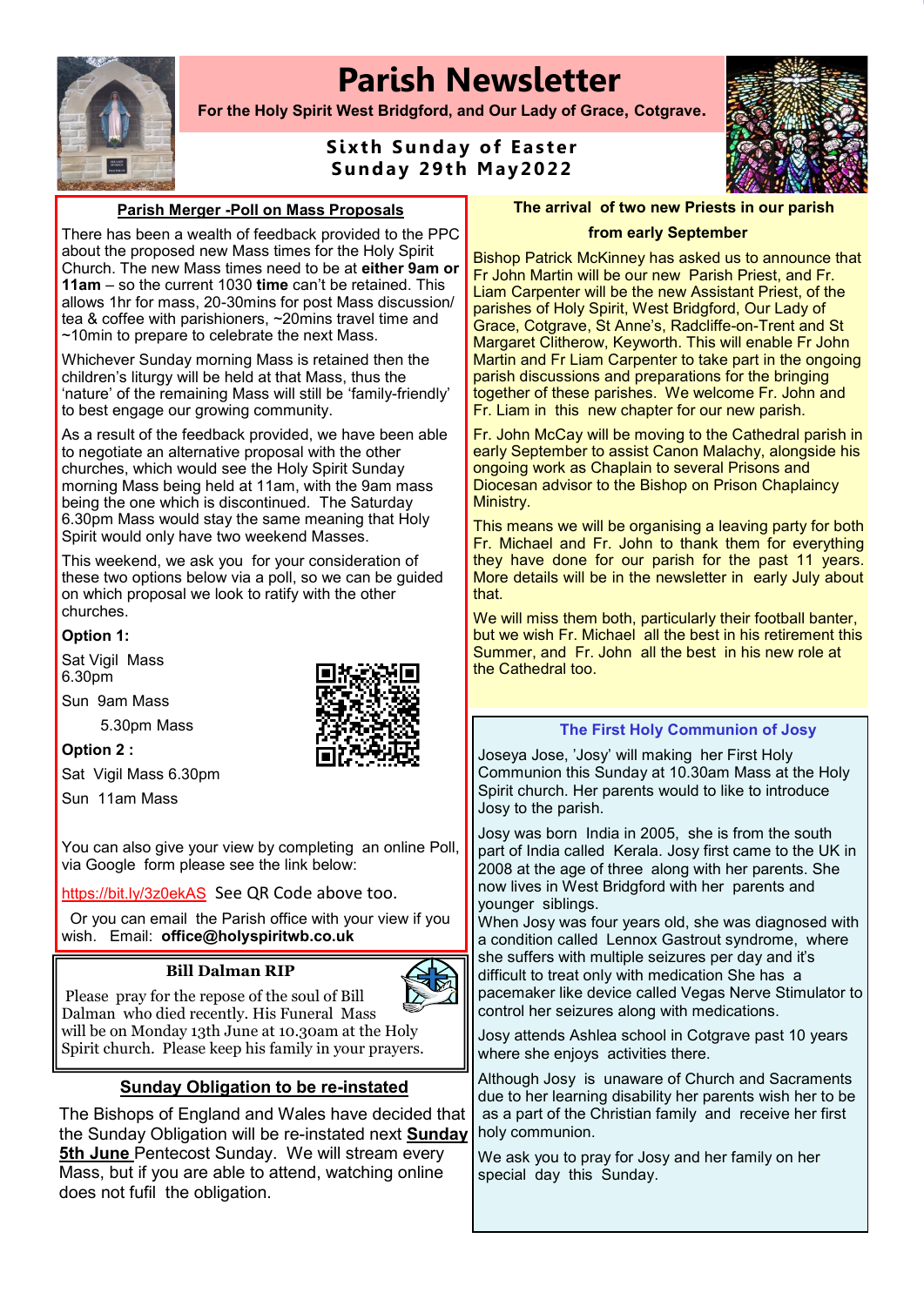# Parish Newsletter

**For the Holy Spirit West Bridgford, and Our Lady of Grace, Cotgrave.**

**Sixth Sunday of Easter**
**Sunday 29th May2022**

## Parish Merger -Poll on Mass Proposals

There has been a wealth of feedback provided to the PPC about the proposed new Mass times for the Holy Spirit Church. The new Mass times need to be at **either 9am or 11am** – so the current 1030 **time** can't be retained. This allows 1hr for mass, 20-30mins for post Mass discussion/ tea & coffee with parishioners, ~20mins travel time and ~10min to prepare to celebrate the next Mass.

Whichever Sunday morning Mass is retained then the children's liturgy will be held at that Mass, thus the 'nature' of the remaining Mass will still be 'family-friendly' to best engage our growing community.

As a result of the feedback provided, we have been able to negotiate an alternative proposal with the other churches, which would see the Holy Spirit Sunday morning Mass being held at 11am, with the 9am mass being the one which is discontinued. The Saturday 6.30pm Mass would stay the same meaning that Holy Spirit would only have two weekend Masses.

This weekend, we ask you for your consideration of these two options below via a poll, so we can be guided on which proposal we look to ratify with the other churches.

**Option 1:**

Sat Vigil Mass 6.30pm

Sun 9am Mass

5.30pm Mass

**Option 2 :**

Sat Vigil Mass 6.30pm

Sun 11am Mass

You can also give your view by completing an online Poll, via Google form please see the link below:

https://bit.ly/3z0ekAS See QR Code above too.

Or you can email the Parish office with your view if you wish. Email: **office@holyspiritwb.co.uk**

## Bill Dalman RIP

Please pray for the repose of the soul of Bill Dalman who died recently. His Funeral Mass will be on Monday 13th June at 10.30am at the Holy Spirit church. Please keep his family in your prayers.

## Sunday Obligation to be re-instated

The Bishops of England and Wales have decided that the Sunday Obligation will be re-instated next **Sunday 5th June** Pentecost Sunday. We will stream every Mass, but if you are able to attend, watching online does not fufil the obligation.

## The arrival of two new Priests in our parish from early September

Bishop Patrick McKinney has asked us to announce that Fr John Martin will be our new Parish Priest, and Fr. Liam Carpenter will be the new Assistant Priest, of the parishes of Holy Spirit, West Bridgford, Our Lady of Grace, Cotgrave, St Anne's, Radcliffe-on-Trent and St Margaret Clitherow, Keyworth. This will enable Fr John Martin and Fr Liam Carpenter to take part in the ongoing parish discussions and preparations for the bringing together of these parishes. We welcome Fr. John and Fr. Liam in this new chapter for our new parish.

Fr. John McCay will be moving to the Cathedral parish in early September to assist Canon Malachy, alongside his ongoing work as Chaplain to several Prisons and Diocesan advisor to the Bishop on Prison Chaplaincy Ministry.

This means we will be organising a leaving party for both Fr. Michael and Fr. John to thank them for everything they have done for our parish for the past 11 years. More details will be in the newsletter in early July about that.

We will miss them both, particularly their football banter, but we wish Fr. Michael all the best in his retirement this Summer, and Fr. John all the best in his new role at the Cathedral too.

## The First Holy Communion of Josy

Joseya Jose, 'Josy' will making her First Holy Communion this Sunday at 10.30am Mass at the Holy Spirit church. Her parents would to like to introduce Josy to the parish.

Josy was born India in 2005, she is from the south part of India called Kerala. Josy first came to the UK in 2008 at the age of three along with her parents. She now lives in West Bridgford with her parents and younger siblings.
When Josy was four years old, she was diagnosed with a condition called Lennox Gastrout syndrome, where she suffers with multiple seizures per day and it's difficult to treat only with medication She has a pacemaker like device called Vegas Nerve Stimulator to control her seizures along with medications.

Josy attends Ashlea school in Cotgrave past 10 years where she enjoys activities there.

Although Josy is unaware of Church and Sacraments due to her learning disability her parents wish her to be as a part of the Christian family and receive her first holy communion.

We ask you to pray for Josy and her family on her special day this Sunday.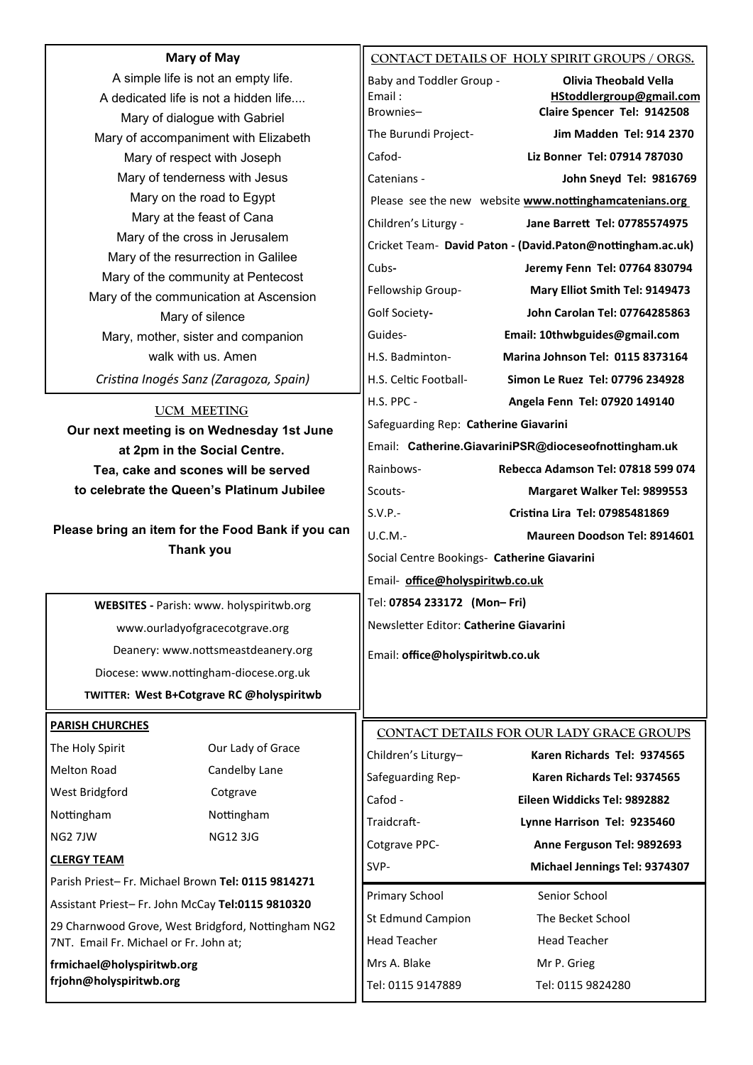## Mary of May

A simple life is not an empty life.
A dedicated life is not a hidden life....
Mary of dialogue with Gabriel
Mary of accompaniment with Elizabeth
Mary of respect with Joseph
Mary of tenderness with Jesus
Mary on the road to Egypt
Mary at the feast of Cana
Mary of the cross in Jerusalem
Mary of the resurrection in Galilee
Mary of the community at Pentecost
Mary of the communication at Ascension
Mary of silence
Mary, mother, sister and companion
walk with us. Amen

*Cristina Inogés Sanz (Zaragoza, Spain)*

## UCM MEETING

**Our next meeting is on Wednesday 1st June at 2pm in the Social Centre. Tea, cake and scones will be served to celebrate the Queen's Platinum Jubilee**

**Please bring an item for the Food Bank if you can Thank you**

**WEBSITES -** Parish: www. holyspiritwb.org
www.ourladyofgracecotgrave.org
Deanery: www.nottsmeastdeanery.org
Diocese: www.nottingham-diocese.org.uk
**TWITTER: West B+Cotgrave RC @holyspiritwb**

**PARISH CHURCHES**

| The Holy Spirit | Our Lady of Grace |
|---|---|
| Melton Road | Candelby Lane |
| West Bridgford | Cotgrave |
| Nottingham | Nottingham |
| NG2 7JW | NG12 3JG |

**CLERGY TEAM**

Parish Priest– Fr. Michael Brown **Tel: 0115 9814271**

Assistant Priest– Fr. John McCay **Tel:0115 9810320**

29 Charnwood Grove, West Bridgford, Nottingham NG2 7NT. Email Fr. Michael or Fr. John at;

**frmichael@holyspiritwb.org**
**frjohn@holyspiritwb.org**

## CONTACT DETAILS OF HOLY SPIRIT GROUPS / ORGS.

| | |
|---|---|
| Baby and Toddler Group - Email : | **Olivia Theobald Vella** **HStoddlergroup@gmail.com** |
| Brownies– | **Claire Spencer Tel: 9142508** |
| The Burundi Project- | **Jim Madden Tel: 914 2370** |
| Cafod- | **Liz Bonner Tel: 07914 787030** |
| Catenians - | **John Sneyd Tel: 9816769** |
| Please see the new website **www.nottinghamcatenians.org** | |
| Children's Liturgy - | **Jane Barrett Tel: 07785574975** |
| Cricket Team- **David Paton - (David.Paton@nottingham.ac.uk)** | |
| Cubs- | **Jeremy Fenn Tel: 07764 830794** |
| Fellowship Group- | **Mary Elliot Smith Tel: 9149473** |
| Golf Society- | **John Carolan Tel: 07764285863** |
| Guides- | **Email: 10thwbguides@gmail.com** |
| H.S. Badminton- | **Marina Johnson Tel: 0115 8373164** |
| H.S. Celtic Football- | **Simon Le Ruez Tel: 07796 234928** |
| H.S. PPC - | **Angela Fenn Tel: 07920 149140** |
| Safeguarding Rep: **Catherine Giavarini** | |
| Email: **Catherine.GiavariniPSR@dioceseofnottingham.uk** | |
| Rainbows- | **Rebecca Adamson Tel: 07818 599 074** |
| Scouts- | **Margaret Walker Tel: 9899553** |
| S.V.P.- | **Cristina Lira Tel: 07985481869** |
| U.C.M.- | **Maureen Doodson Tel: 8914601** |

Social Centre Bookings- **Catherine Giavarini**
Email- **office@holyspiritwb.co.uk**
Tel: **07854 233172 (Mon– Fri)**

Newsletter Editor: **Catherine Giavarini**
Email: **office@holyspiritwb.co.uk**

## CONTACT DETAILS FOR OUR LADY GRACE GROUPS

| | |
|---|---|
| Children's Liturgy– | **Karen Richards Tel: 9374565** |
| Safeguarding Rep- | **Karen Richards Tel: 9374565** |
| Cafod - | **Eileen Widdicks Tel: 9892882** |
| Traidcraft- | **Lynne Harrison Tel: 9235460** |
| Cotgrave PPC- | **Anne Ferguson Tel: 9892693** |
| SVP- | **Michael Jennings Tel: 9374307** |

| Primary School | Senior School |
|---|---|
| St Edmund Campion | The Becket School |
| Head Teacher | Head Teacher |
| Mrs A. Blake | Mr P. Grieg |
| Tel: 0115 9147889 | Tel: 0115 9824280 |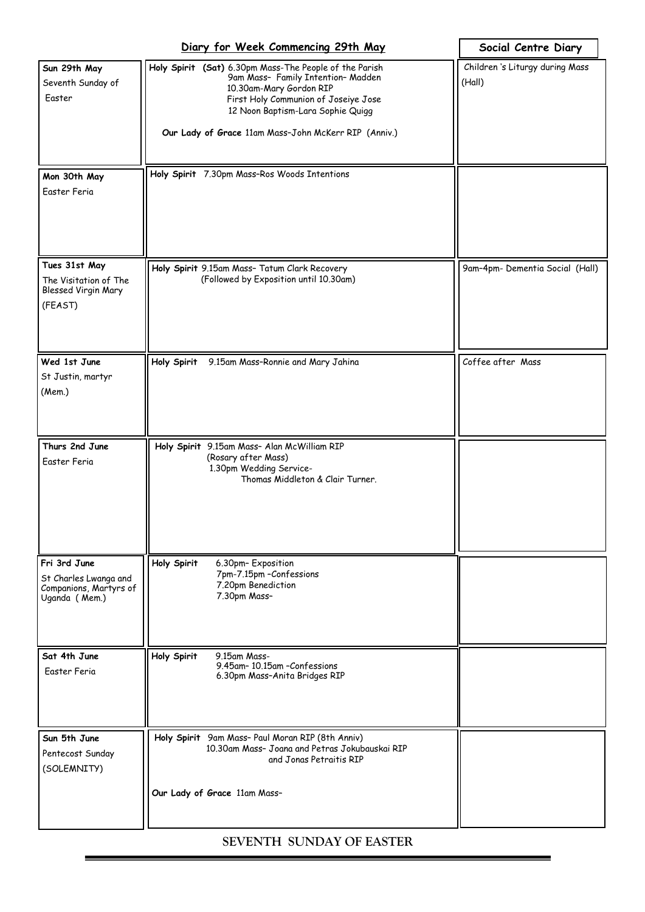## Diary for Week Commencing 29th May

| | | Social Centre Diary |
|---|---|---|
| **Sun 29th May**<br>Seventh Sunday of Easter | **Holy Spirit (Sat)** 6.30pm Mass-The People of the Parish<br>9am Mass– Family Intention– Madden<br>10.30am-Mary Gordon RIP<br>First Holy Communion of Joseiye Jose<br>12 Noon Baptism-Lara Sophie Quigg<br><br>**Our Lady of Grace** 11am Mass–John McKerr RIP (Anniv.) | Children 's Liturgy during Mass (Hall) |
| **Mon 30th May**<br>Easter Feria | **Holy Spirit** 7.30pm Mass–Ros Woods Intentions | |
| **Tues 31st May**<br>The Visitation of The Blessed Virgin Mary<br>(FEAST) | **Holy Spirit** 9.15am Mass– Tatum Clark Recovery<br>(Followed by Exposition until 10.30am) | 9am–4pm- Dementia Social (Hall) |
| **Wed 1st June**<br>St Justin, martyr<br>(Mem.) | **Holy Spirit** 9.15am Mass–Ronnie and Mary Jahina | Coffee after Mass |
| **Thurs 2nd June**<br>Easter Feria | **Holy Spirit** 9.15am Mass– Alan McWilliam RIP<br>(Rosary after Mass)<br>1.30pm Wedding Service-<br>Thomas Middleton & Clair Turner. | |
| **Fri 3rd June**<br>St Charles Lwanga and Companions, Martyrs of Uganda ( Mem.) | **Holy Spirit** 6.30pm– Exposition<br>7pm-7.15pm –Confessions<br>7.20pm Benediction<br>7.30pm Mass– | |
| **Sat 4th June**<br>Easter Feria | **Holy Spirit** 9.15am Mass-<br>9.45am– 10.15am –Confessions<br>6.30pm Mass–Anita Bridges RIP | |
| **Sun 5th June**<br>Pentecost Sunday<br>(SOLEMNITY) | **Holy Spirit** 9am Mass– Paul Moran RIP (8th Anniv)<br>10.30am Mass– Joana and Petras Jokubauskai RIP and Jonas Petraitis RIP<br><br>**Our Lady of Grace** 11am Mass– | |

SEVENTH SUNDAY OF EASTER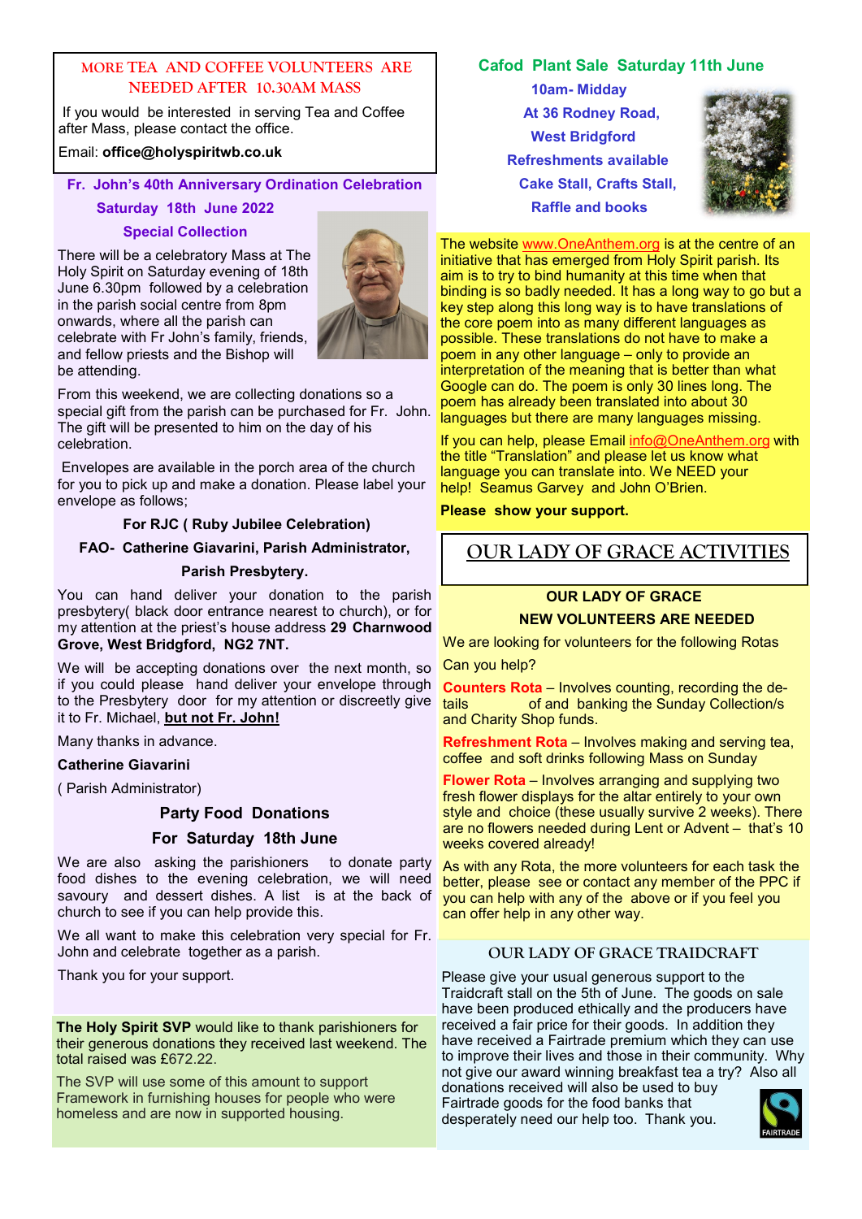## MORE TEA AND COFFEE VOLUNTEERS ARE NEEDED AFTER 10.30AM MASS

If you would be interested in serving Tea and Coffee after Mass, please contact the office.

Email: **office@holyspiritwb.co.uk**

## Fr. John's 40th Anniversary Ordination Celebration

**Saturday 18th June 2022**

**Special Collection**

There will be a celebratory Mass at The Holy Spirit on Saturday evening of 18th June 6.30pm followed by a celebration in the parish social centre from 8pm onwards, where all the parish can celebrate with Fr John's family, friends, and fellow priests and the Bishop will be attending.

From this weekend, we are collecting donations so a special gift from the parish can be purchased for Fr. John. The gift will be presented to him on the day of his celebration.

Envelopes are available in the porch area of the church for you to pick up and make a donation. Please label your envelope as follows;

**For RJC ( Ruby Jubilee Celebration)**

**FAO- Catherine Giavarini, Parish Administrator,**

**Parish Presbytery.**

You can hand deliver your donation to the parish presbytery( black door entrance nearest to church), or for my attention at the priest's house address **29 Charnwood Grove, West Bridgford, NG2 7NT.**

We will be accepting donations over the next month, so if you could please hand deliver your envelope through to the Presbytery door for my attention or discreetly give it to Fr. Michael, **but not Fr. John!**

Many thanks in advance.

**Catherine Giavarini**

( Parish Administrator)

### Party Food Donations

### For Saturday 18th June

We are also asking the parishioners to donate party food dishes to the evening celebration, we will need savoury and dessert dishes. A list is at the back of church to see if you can help provide this.

We all want to make this celebration very special for Fr. John and celebrate together as a parish.

Thank you for your support.

**The Holy Spirit SVP** would like to thank parishioners for their generous donations they received last weekend. The total raised was £672.22.

The SVP will use some of this amount to support Framework in furnishing houses for people who were homeless and are now in supported housing.

## Cafod Plant Sale Saturday 11th June

**10am- Midday**

**At 36 Rodney Road,**

**West Bridgford**

**Refreshments available**

**Cake Stall, Crafts Stall,**

**Raffle and books**

The website www.OneAnthem.org is at the centre of an initiative that has emerged from Holy Spirit parish. Its aim is to try to bind humanity at this time when that binding is so badly needed. It has a long way to go but a key step along this long way is to have translations of the core poem into as many different languages as possible. These translations do not have to make a poem in any other language – only to provide an interpretation of the meaning that is better than what Google can do. The poem is only 30 lines long. The poem has already been translated into about 30 languages but there are many languages missing.

If you can help, please Email info@OneAnthem.org with the title "Translation" and please let us know what language you can translate into. We NEED your help! Seamus Garvey and John O'Brien.

**Please show your support.**

## OUR LADY OF GRACE ACTIVITIES

**OUR LADY OF GRACE**

**NEW VOLUNTEERS ARE NEEDED**

We are looking for volunteers for the following Rotas

Can you help?

**Counters Rota** – Involves counting, recording the details of and banking the Sunday Collection/s and Charity Shop funds.

**Refreshment Rota** – Involves making and serving tea, coffee and soft drinks following Mass on Sunday

**Flower Rota** – Involves arranging and supplying two fresh flower displays for the altar entirely to your own style and choice (these usually survive 2 weeks). There are no flowers needed during Lent or Advent – that's 10 weeks covered already!

As with any Rota, the more volunteers for each task the better, please see or contact any member of the PPC if you can help with any of the above or if you feel you can offer help in any other way.

### OUR LADY OF GRACE TRAIDCRAFT

Please give your usual generous support to the Traidcraft stall on the 5th of June. The goods on sale have been produced ethically and the producers have received a fair price for their goods. In addition they have received a Fairtrade premium which they can use to improve their lives and those in their community. Why not give our award winning breakfast tea a try? Also all donations received will also be used to buy Fairtrade goods for the food banks that desperately need our help too. Thank you.